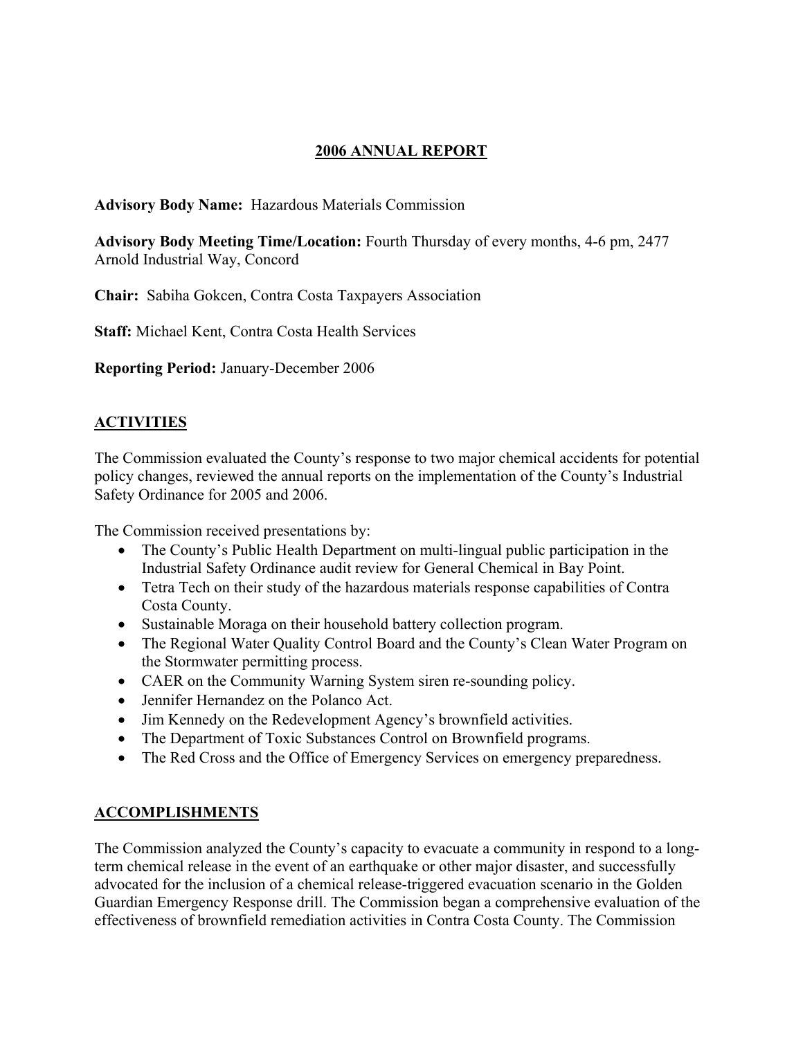# 2006 ANNUAL REPORT

**Advisory Body Name:** Hazardous Materials Commission

**Advisory Body Meeting Time/Location:** Fourth Thursday of every months, 4-6 pm, 2477 Arnold Industrial Way, Concord

**Chair:** Sabiha Gokcen, Contra Costa Taxpayers Association

**Staff:** Michael Kent, Contra Costa Health Services

**Reporting Period:** January-December 2006

## ACTIVITIES

The Commission evaluated the County's response to two major chemical accidents for potential policy changes, reviewed the annual reports on the implementation of the County's Industrial Safety Ordinance for 2005 and 2006.

The Commission received presentations by:

- The County's Public Health Department on multi-lingual public participation in the Industrial Safety Ordinance audit review for General Chemical in Bay Point.
- Tetra Tech on their study of the hazardous materials response capabilities of Contra Costa County.
- Sustainable Moraga on their household battery collection program.
- The Regional Water Quality Control Board and the County's Clean Water Program on the Stormwater permitting process.
- CAER on the Community Warning System siren re-sounding policy.
- Jennifer Hernandez on the Polanco Act.
- Jim Kennedy on the Redevelopment Agency's brownfield activities.
- The Department of Toxic Substances Control on Brownfield programs.
- The Red Cross and the Office of Emergency Services on emergency preparedness.

## ACCOMPLISHMENTS

The Commission analyzed the County's capacity to evacuate a community in respond to a long-term chemical release in the event of an earthquake or other major disaster, and successfully advocated for the inclusion of a chemical release-triggered evacuation scenario in the Golden Guardian Emergency Response drill. The Commission began a comprehensive evaluation of the effectiveness of brownfield remediation activities in Contra Costa County. The Commission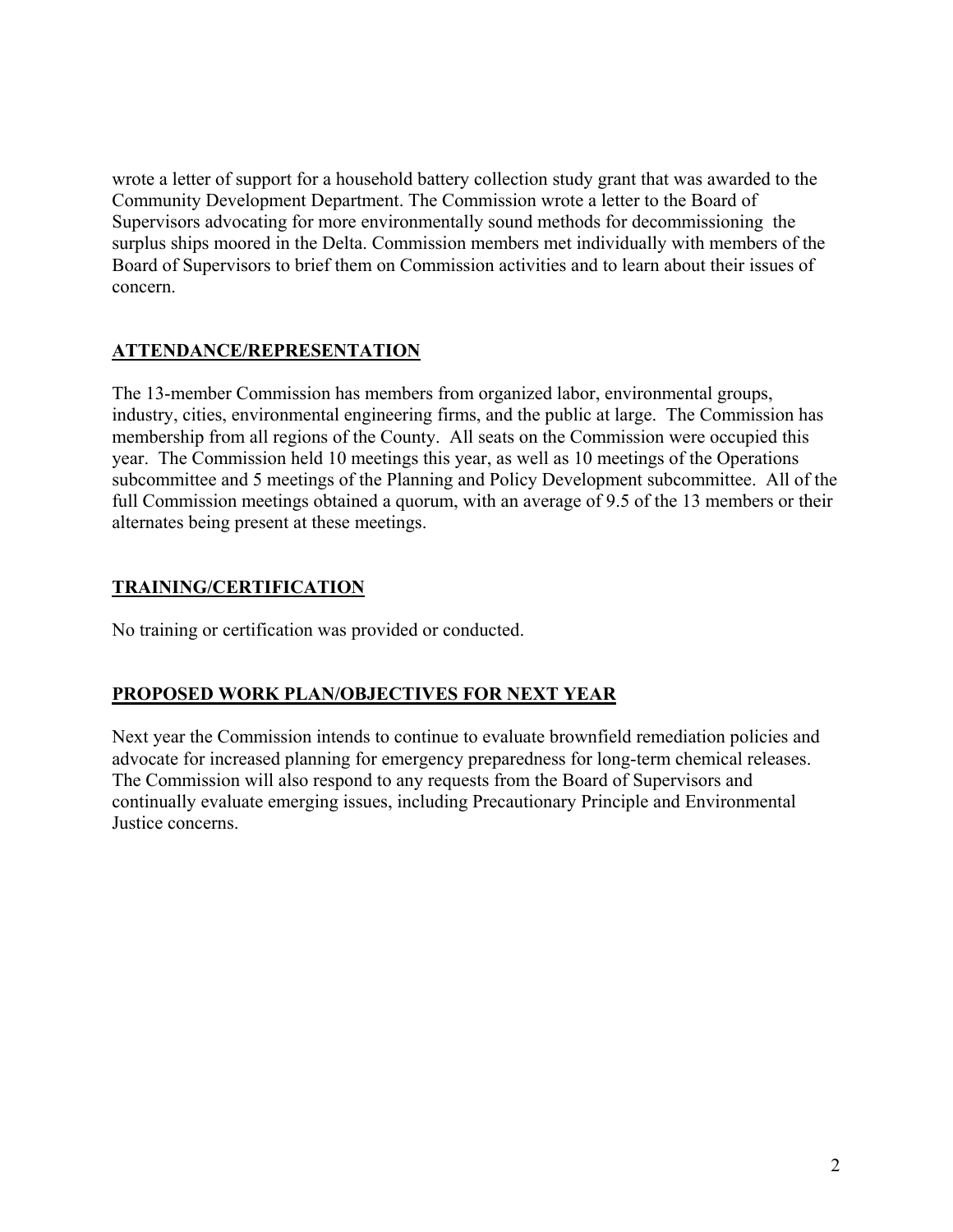wrote a letter of support for a household battery collection study grant that was awarded to the Community Development Department. The Commission wrote a letter to the Board of Supervisors advocating for more environmentally sound methods for decommissioning the surplus ships moored in the Delta. Commission members met individually with members of the Board of Supervisors to brief them on Commission activities and to learn about their issues of concern.

## ATTENDANCE/REPRESENTATION

The 13-member Commission has members from organized labor, environmental groups, industry, cities, environmental engineering firms, and the public at large. The Commission has membership from all regions of the County. All seats on the Commission were occupied this year. The Commission held 10 meetings this year, as well as 10 meetings of the Operations subcommittee and 5 meetings of the Planning and Policy Development subcommittee. All of the full Commission meetings obtained a quorum, with an average of 9.5 of the 13 members or their alternates being present at these meetings.

## TRAINING/CERTIFICATION

No training or certification was provided or conducted.

## PROPOSED WORK PLAN/OBJECTIVES FOR NEXT YEAR

Next year the Commission intends to continue to evaluate brownfield remediation policies and advocate for increased planning for emergency preparedness for long-term chemical releases. The Commission will also respond to any requests from the Board of Supervisors and continually evaluate emerging issues, including Precautionary Principle and Environmental Justice concerns.